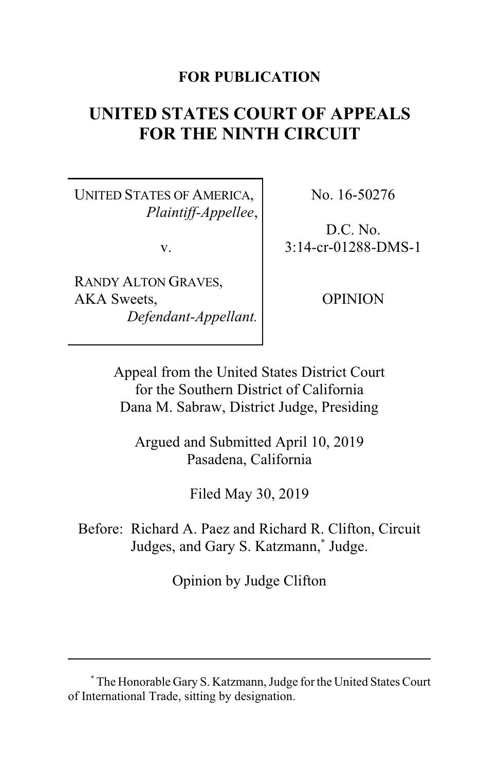**FOR PUBLICATION**

# UNITED STATES COURT OF APPEALS FOR THE NINTH CIRCUIT

| | |
|---|---|
| UNITED STATES OF AMERICA, *Plaintiff-Appellee*, v. RANDY ALTON GRAVES, AKA Sweets, *Defendant-Appellant.* | No. 16-50276 D.C. No. 3:14-cr-01288-DMS-1 OPINION |

Appeal from the United States District Court for the Southern District of California
Dana M. Sabraw, District Judge, Presiding

Argued and Submitted April 10, 2019
Pasadena, California

Filed May 30, 2019

Before: Richard A. Paez and Richard R. Clifton, Circuit Judges, and Gary S. Katzmann,[*] Judge.

Opinion by Judge Clifton

---

[*] The Honorable Gary S. Katzmann, Judge for the United States Court of International Trade, sitting by designation.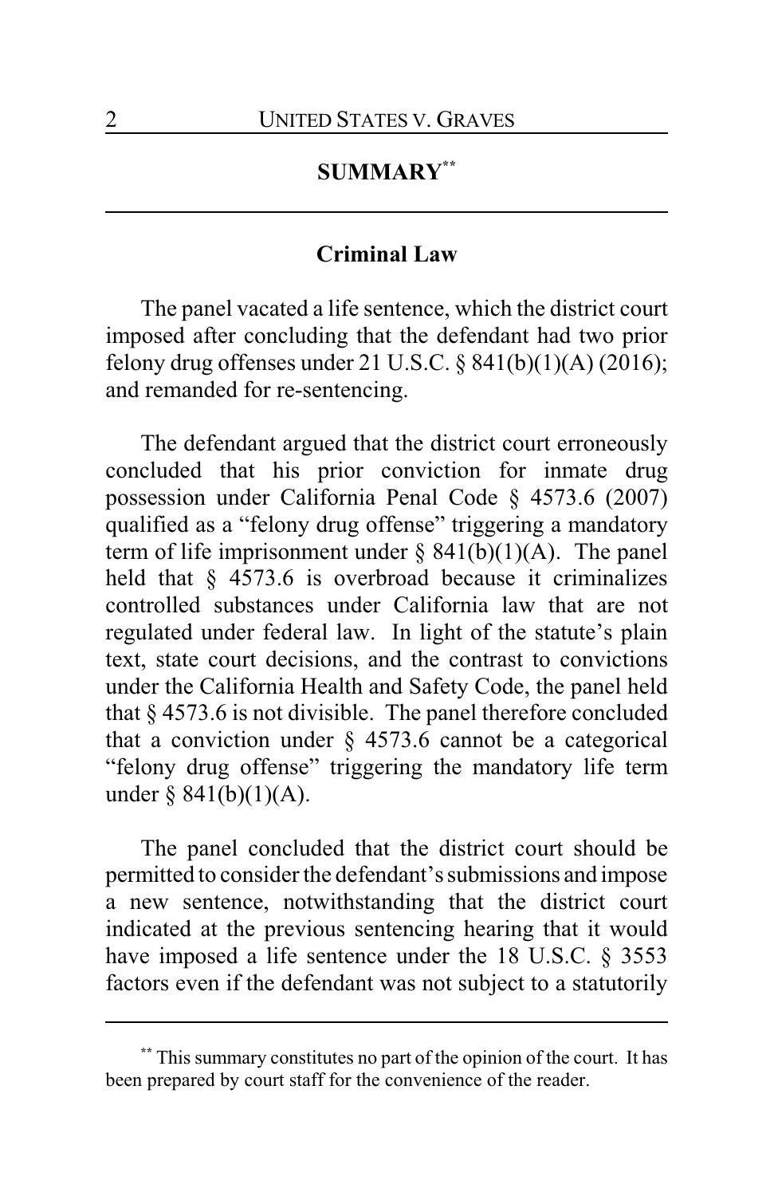## SUMMARY[**]

### Criminal Law

The panel vacated a life sentence, which the district court imposed after concluding that the defendant had two prior felony drug offenses under 21 U.S.C. § 841(b)(1)(A) (2016); and remanded for re-sentencing.

The defendant argued that the district court erroneously concluded that his prior conviction for inmate drug possession under California Penal Code § 4573.6 (2007) qualified as a "felony drug offense" triggering a mandatory term of life imprisonment under § 841(b)(1)(A). The panel held that § 4573.6 is overbroad because it criminalizes controlled substances under California law that are not regulated under federal law. In light of the statute's plain text, state court decisions, and the contrast to convictions under the California Health and Safety Code, the panel held that § 4573.6 is not divisible. The panel therefore concluded that a conviction under § 4573.6 cannot be a categorical "felony drug offense" triggering the mandatory life term under § 841(b)(1)(A).

The panel concluded that the district court should be permitted to consider the defendant's submissions and impose a new sentence, notwithstanding that the district court indicated at the previous sentencing hearing that it would have imposed a life sentence under the 18 U.S.C. § 3553 factors even if the defendant was not subject to a statutorily

---

[**] This summary constitutes no part of the opinion of the court. It has been prepared by court staff for the convenience of the reader.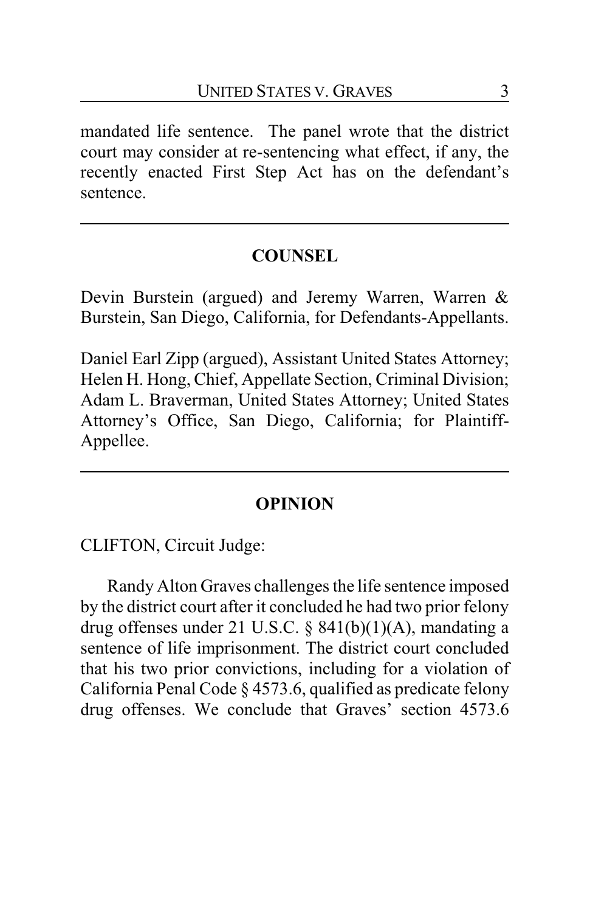mandated life sentence. The panel wrote that the district court may consider at re-sentencing what effect, if any, the recently enacted First Step Act has on the defendant's sentence.

---

## COUNSEL

Devin Burstein (argued) and Jeremy Warren, Warren & Burstein, San Diego, California, for Defendants-Appellants.

Daniel Earl Zipp (argued), Assistant United States Attorney; Helen H. Hong, Chief, Appellate Section, Criminal Division; Adam L. Braverman, United States Attorney; United States Attorney's Office, San Diego, California; for Plaintiff-Appellee.

---

## OPINION

CLIFTON, Circuit Judge:

Randy Alton Graves challenges the life sentence imposed by the district court after it concluded he had two prior felony drug offenses under 21 U.S.C. § 841(b)(1)(A), mandating a sentence of life imprisonment. The district court concluded that his two prior convictions, including for a violation of California Penal Code § 4573.6, qualified as predicate felony drug offenses. We conclude that Graves' section 4573.6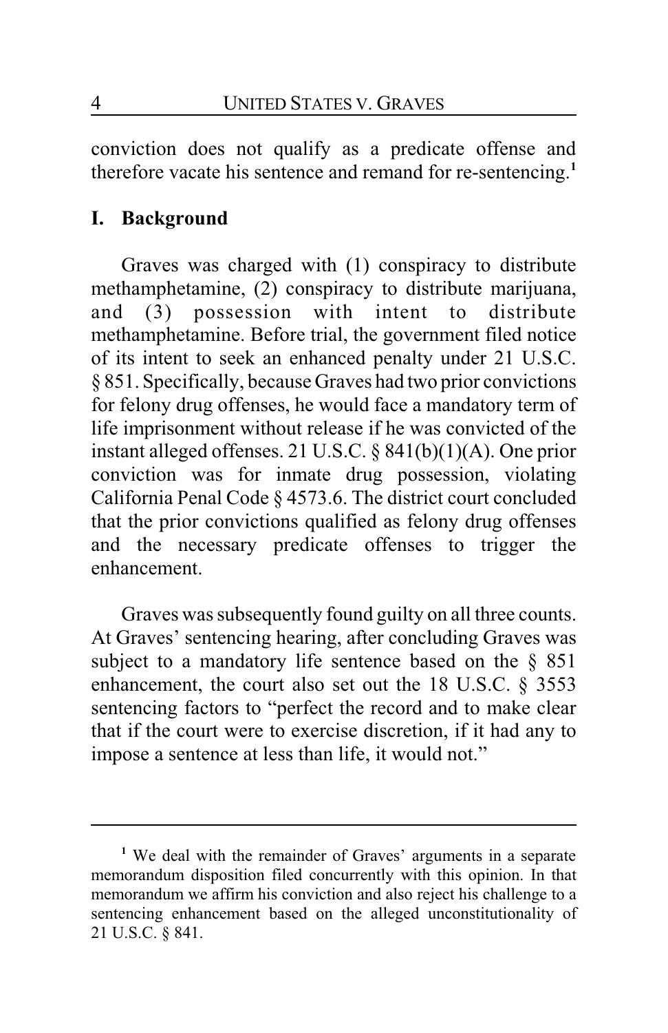conviction does not qualify as a predicate offense and therefore vacate his sentence and remand for re-sentencing.[1]

## I. Background

Graves was charged with (1) conspiracy to distribute methamphetamine, (2) conspiracy to distribute marijuana, and (3) possession with intent to distribute methamphetamine. Before trial, the government filed notice of its intent to seek an enhanced penalty under 21 U.S.C. § 851. Specifically, because Graves had two prior convictions for felony drug offenses, he would face a mandatory term of life imprisonment without release if he was convicted of the instant alleged offenses. 21 U.S.C. § 841(b)(1)(A). One prior conviction was for inmate drug possession, violating California Penal Code § 4573.6. The district court concluded that the prior convictions qualified as felony drug offenses and the necessary predicate offenses to trigger the enhancement.

Graves was subsequently found guilty on all three counts. At Graves' sentencing hearing, after concluding Graves was subject to a mandatory life sentence based on the § 851 enhancement, the court also set out the 18 U.S.C. § 3553 sentencing factors to "perfect the record and to make clear that if the court were to exercise discretion, if it had any to impose a sentence at less than life, it would not."

---

[1] We deal with the remainder of Graves' arguments in a separate memorandum disposition filed concurrently with this opinion. In that memorandum we affirm his conviction and also reject his challenge to a sentencing enhancement based on the alleged unconstitutionality of 21 U.S.C. § 841.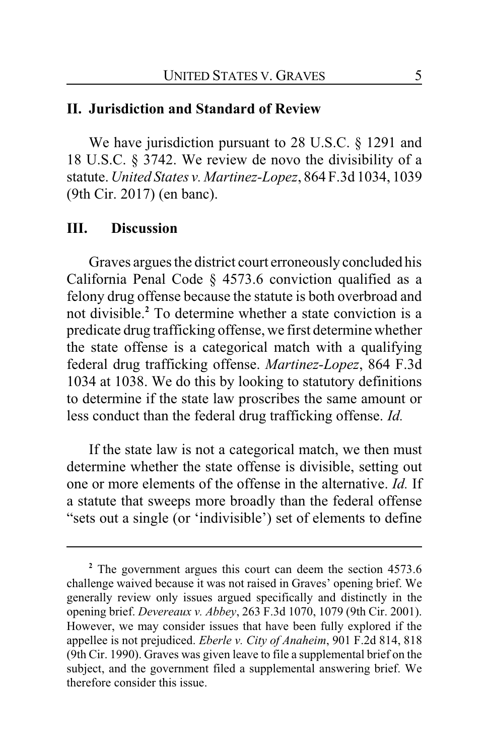## II. Jurisdiction and Standard of Review

We have jurisdiction pursuant to 28 U.S.C. § 1291 and 18 U.S.C. § 3742. We review de novo the divisibility of a statute. *United States v. Martinez-Lopez*, 864 F.3d 1034, 1039 (9th Cir. 2017) (en banc).

## III. Discussion

Graves argues the district court erroneously concluded his California Penal Code § 4573.6 conviction qualified as a felony drug offense because the statute is both overbroad and not divisible.[2] To determine whether a state conviction is a predicate drug trafficking offense, we first determine whether the state offense is a categorical match with a qualifying federal drug trafficking offense. *Martinez-Lopez*, 864 F.3d 1034 at 1038. We do this by looking to statutory definitions to determine if the state law proscribes the same amount or less conduct than the federal drug trafficking offense. *Id.*

If the state law is not a categorical match, we then must determine whether the state offense is divisible, setting out one or more elements of the offense in the alternative. *Id.* If a statute that sweeps more broadly than the federal offense "sets out a single (or 'indivisible') set of elements to define

---

[2] The government argues this court can deem the section 4573.6 challenge waived because it was not raised in Graves' opening brief. We generally review only issues argued specifically and distinctly in the opening brief. *Devereaux v. Abbey*, 263 F.3d 1070, 1079 (9th Cir. 2001). However, we may consider issues that have been fully explored if the appellee is not prejudiced. *Eberle v. City of Anaheim*, 901 F.2d 814, 818 (9th Cir. 1990). Graves was given leave to file a supplemental brief on the subject, and the government filed a supplemental answering brief. We therefore consider this issue.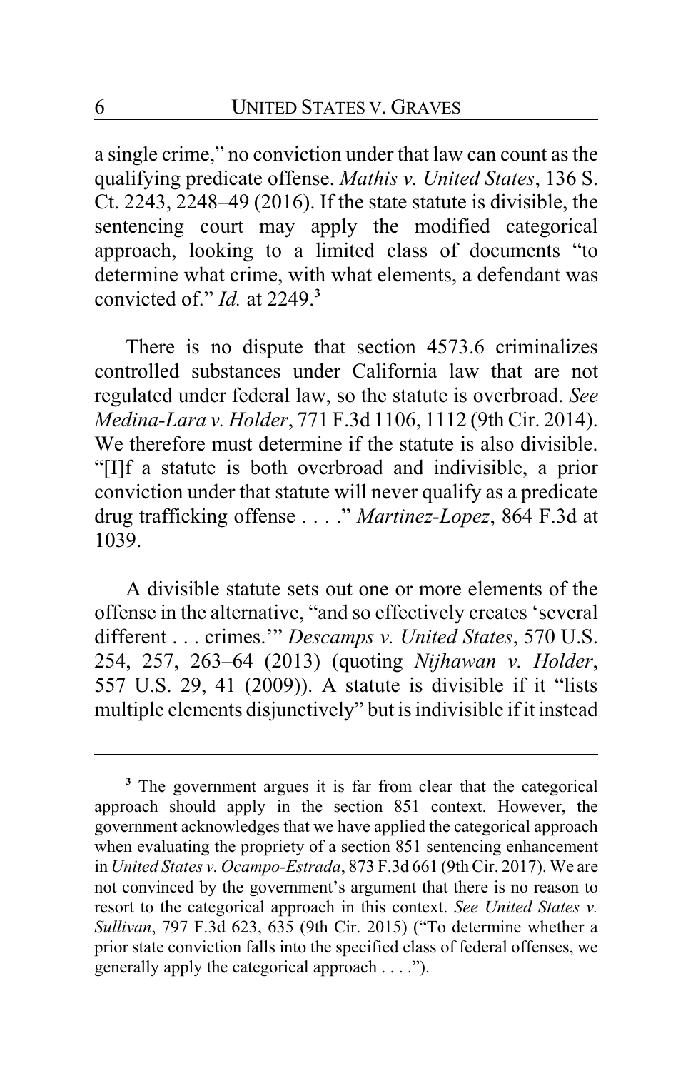a single crime," no conviction under that law can count as the qualifying predicate offense. *Mathis v. United States*, 136 S. Ct. 2243, 2248–49 (2016). If the state statute is divisible, the sentencing court may apply the modified categorical approach, looking to a limited class of documents "to determine what crime, with what elements, a defendant was convicted of." *Id.* at 2249.[3]

There is no dispute that section 4573.6 criminalizes controlled substances under California law that are not regulated under federal law, so the statute is overbroad. *See Medina-Lara v. Holder*, 771 F.3d 1106, 1112 (9th Cir. 2014). We therefore must determine if the statute is also divisible. "[I]f a statute is both overbroad and indivisible, a prior conviction under that statute will never qualify as a predicate drug trafficking offense . . . ." *Martinez-Lopez*, 864 F.3d at 1039.

A divisible statute sets out one or more elements of the offense in the alternative, "and so effectively creates 'several different . . . crimes.'" *Descamps v. United States*, 570 U.S. 254, 257, 263–64 (2013) (quoting *Nijhawan v. Holder*, 557 U.S. 29, 41 (2009)). A statute is divisible if it "lists multiple elements disjunctively" but is indivisible if it instead

---

[3] The government argues it is far from clear that the categorical approach should apply in the section 851 context. However, the government acknowledges that we have applied the categorical approach when evaluating the propriety of a section 851 sentencing enhancement in *United States v. Ocampo-Estrada*, 873 F.3d 661 (9th Cir. 2017). We are not convinced by the government's argument that there is no reason to resort to the categorical approach in this context. *See United States v. Sullivan*, 797 F.3d 623, 635 (9th Cir. 2015) ("To determine whether a prior state conviction falls into the specified class of federal offenses, we generally apply the categorical approach . . . .").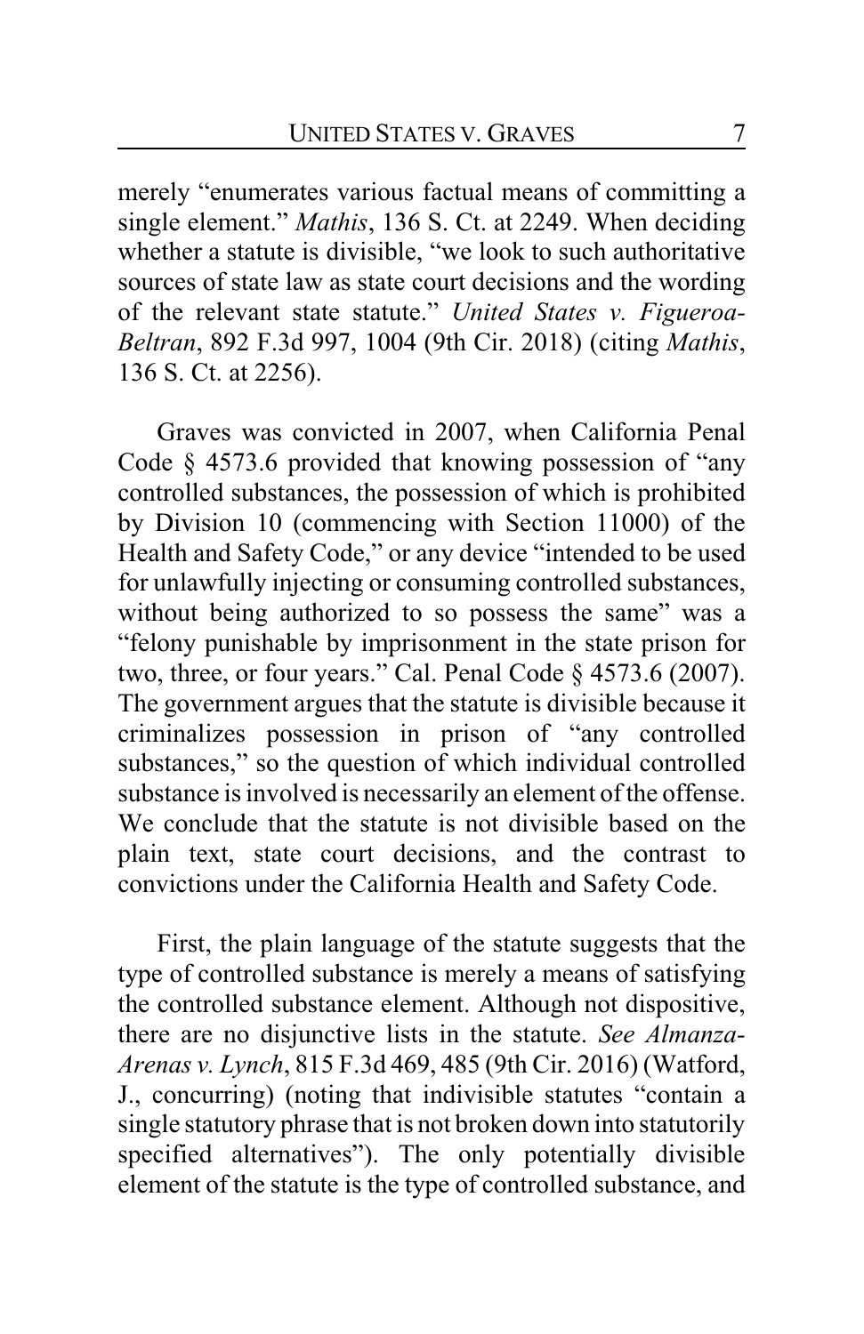merely "enumerates various factual means of committing a single element." *Mathis*, 136 S. Ct. at 2249. When deciding whether a statute is divisible, "we look to such authoritative sources of state law as state court decisions and the wording of the relevant state statute." *United States v. Figueroa-Beltran*, 892 F.3d 997, 1004 (9th Cir. 2018) (citing *Mathis*, 136 S. Ct. at 2256).

Graves was convicted in 2007, when California Penal Code § 4573.6 provided that knowing possession of "any controlled substances, the possession of which is prohibited by Division 10 (commencing with Section 11000) of the Health and Safety Code," or any device "intended to be used for unlawfully injecting or consuming controlled substances, without being authorized to so possess the same" was a "felony punishable by imprisonment in the state prison for two, three, or four years." Cal. Penal Code § 4573.6 (2007). The government argues that the statute is divisible because it criminalizes possession in prison of "any controlled substances," so the question of which individual controlled substance is involved is necessarily an element of the offense. We conclude that the statute is not divisible based on the plain text, state court decisions, and the contrast to convictions under the California Health and Safety Code.

First, the plain language of the statute suggests that the type of controlled substance is merely a means of satisfying the controlled substance element. Although not dispositive, there are no disjunctive lists in the statute. *See Almanza-Arenas v. Lynch*, 815 F.3d 469, 485 (9th Cir. 2016) (Watford, J., concurring) (noting that indivisible statutes "contain a single statutory phrase that is not broken down into statutorily specified alternatives"). The only potentially divisible element of the statute is the type of controlled substance, and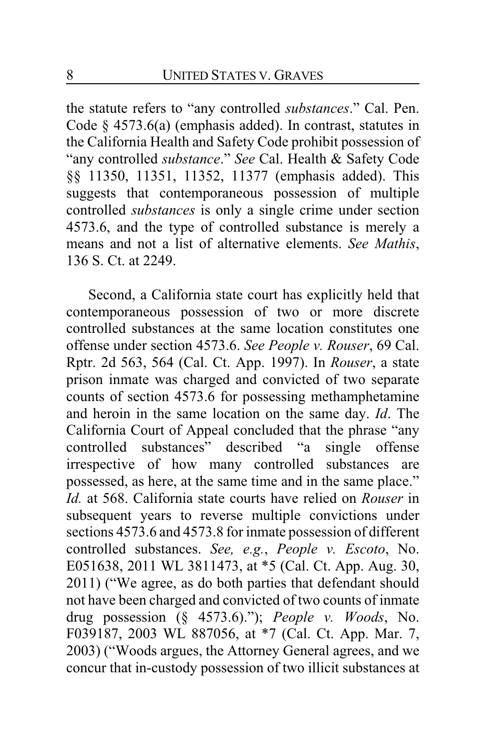the statute refers to "any controlled *substances*." Cal. Pen. Code § 4573.6(a) (emphasis added). In contrast, statutes in the California Health and Safety Code prohibit possession of "any controlled *substance*." *See* Cal. Health & Safety Code §§ 11350, 11351, 11352, 11377 (emphasis added). This suggests that contemporaneous possession of multiple controlled *substances* is only a single crime under section 4573.6, and the type of controlled substance is merely a means and not a list of alternative elements. *See Mathis*, 136 S. Ct. at 2249.

Second, a California state court has explicitly held that contemporaneous possession of two or more discrete controlled substances at the same location constitutes one offense under section 4573.6. *See People v. Rouser*, 69 Cal. Rptr. 2d 563, 564 (Cal. Ct. App. 1997). In *Rouser*, a state prison inmate was charged and convicted of two separate counts of section 4573.6 for possessing methamphetamine and heroin in the same location on the same day. *Id*. The California Court of Appeal concluded that the phrase "any controlled substances" described "a single offense irrespective of how many controlled substances are possessed, as here, at the same time and in the same place." *Id.* at 568. California state courts have relied on *Rouser* in subsequent years to reverse multiple convictions under sections 4573.6 and 4573.8 for inmate possession of different controlled substances. *See, e.g.*, *People v. Escoto*, No. E051638, 2011 WL 3811473, at *5 (Cal. Ct. App. Aug. 30, 2011) ("We agree, as do both parties that defendant should not have been charged and convicted of two counts of inmate drug possession (§ 4573.6)."); *People v. Woods*, No. F039187, 2003 WL 887056, at *7 (Cal. Ct. App. Mar. 7, 2003) ("Woods argues, the Attorney General agrees, and we concur that in-custody possession of two illicit substances at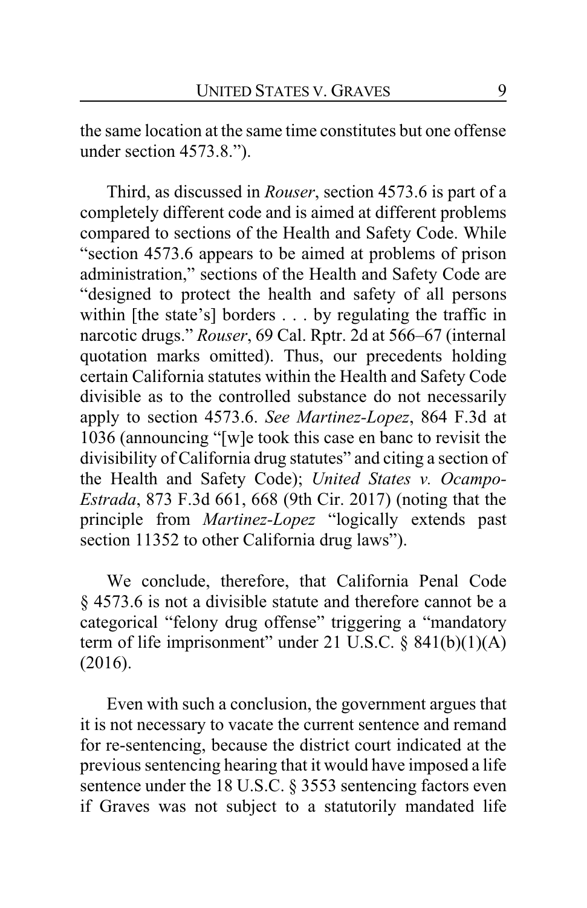the same location at the same time constitutes but one offense under section 4573.8.").

Third, as discussed in *Rouser*, section 4573.6 is part of a completely different code and is aimed at different problems compared to sections of the Health and Safety Code. While "section 4573.6 appears to be aimed at problems of prison administration," sections of the Health and Safety Code are "designed to protect the health and safety of all persons within [the state's] borders . . . by regulating the traffic in narcotic drugs." *Rouser*, 69 Cal. Rptr. 2d at 566–67 (internal quotation marks omitted). Thus, our precedents holding certain California statutes within the Health and Safety Code divisible as to the controlled substance do not necessarily apply to section 4573.6. *See Martinez-Lopez*, 864 F.3d at 1036 (announcing "[w]e took this case en banc to revisit the divisibility of California drug statutes" and citing a section of the Health and Safety Code); *United States v. Ocampo-Estrada*, 873 F.3d 661, 668 (9th Cir. 2017) (noting that the principle from *Martinez-Lopez* "logically extends past section 11352 to other California drug laws").

We conclude, therefore, that California Penal Code § 4573.6 is not a divisible statute and therefore cannot be a categorical "felony drug offense" triggering a "mandatory term of life imprisonment" under 21 U.S.C. § 841(b)(1)(A) (2016).

Even with such a conclusion, the government argues that it is not necessary to vacate the current sentence and remand for re-sentencing, because the district court indicated at the previous sentencing hearing that it would have imposed a life sentence under the 18 U.S.C. § 3553 sentencing factors even if Graves was not subject to a statutorily mandated life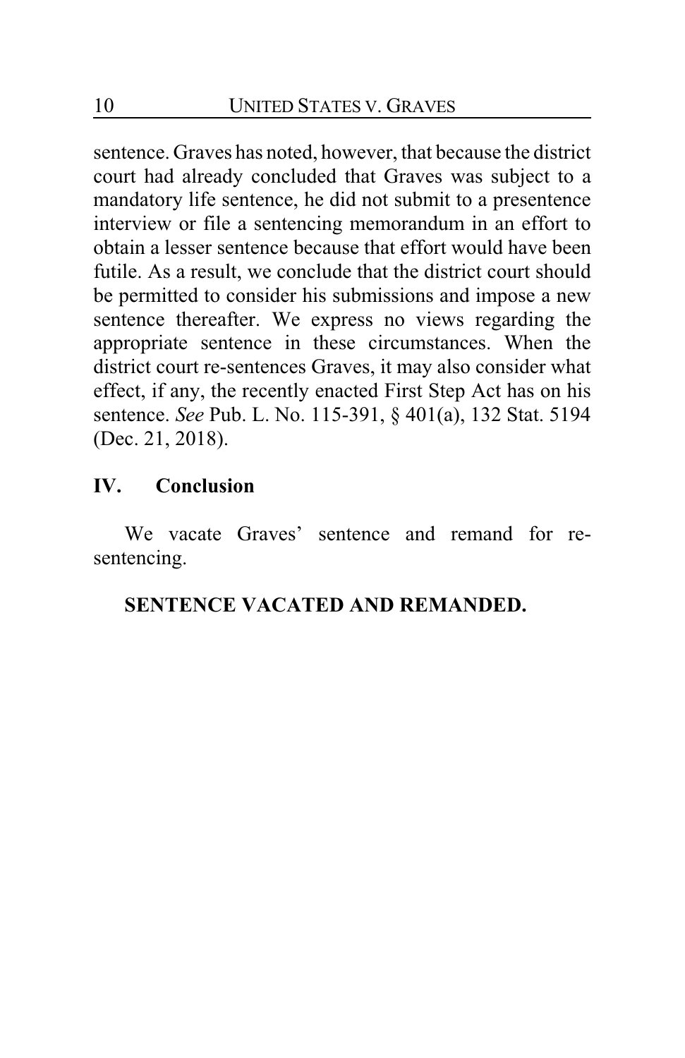sentence. Graves has noted, however, that because the district court had already concluded that Graves was subject to a mandatory life sentence, he did not submit to a presentence interview or file a sentencing memorandum in an effort to obtain a lesser sentence because that effort would have been futile. As a result, we conclude that the district court should be permitted to consider his submissions and impose a new sentence thereafter. We express no views regarding the appropriate sentence in these circumstances. When the district court re-sentences Graves, it may also consider what effect, if any, the recently enacted First Step Act has on his sentence. *See* Pub. L. No. 115-391, § 401(a), 132 Stat. 5194 (Dec. 21, 2018).

## IV. Conclusion

We vacate Graves' sentence and remand for re-sentencing.

**SENTENCE VACATED AND REMANDED.**